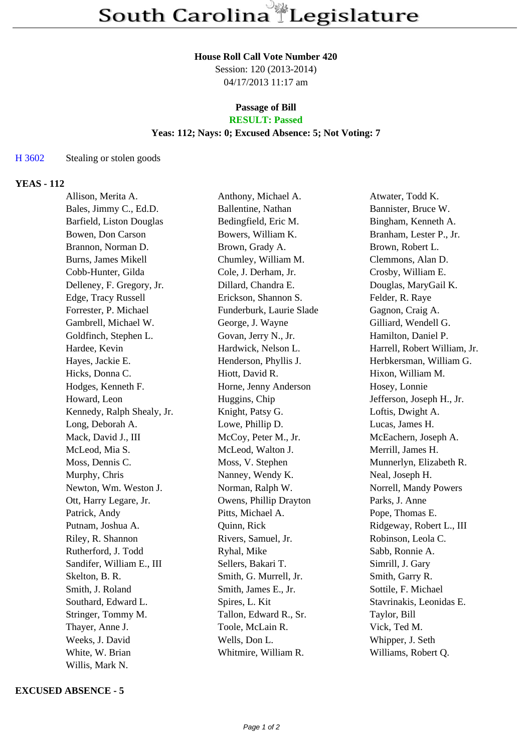# South Carolina Legislature

**House Roll Call Vote Number 420**
Session: 120 (2013-2014)
04/17/2013 11:17 am

**Passage of Bill**
**RESULT: Passed**
**Yeas: 112; Nays: 0; Excused Absence: 5; Not Voting: 7**

H 3602 Stealing or stolen goods

**YEAS - 112**

| | | |
|---|---|---|
| Allison, Merita A. | Anthony, Michael A. | Atwater, Todd K. |
| Bales, Jimmy C., Ed.D. | Ballentine, Nathan | Bannister, Bruce W. |
| Barfield, Liston Douglas | Bedingfield, Eric M. | Bingham, Kenneth A. |
| Bowen, Don Carson | Bowers, William K. | Branham, Lester P., Jr. |
| Brannon, Norman D. | Brown, Grady A. | Brown, Robert L. |
| Burns, James Mikell | Chumley, William M. | Clemmons, Alan D. |
| Cobb-Hunter, Gilda | Cole, J. Derham, Jr. | Crosby, William E. |
| Delleney, F. Gregory, Jr. | Dillard, Chandra E. | Douglas, MaryGail K. |
| Edge, Tracy Russell | Erickson, Shannon S. | Felder, R. Raye |
| Forrester, P. Michael | Funderburk, Laurie Slade | Gagnon, Craig A. |
| Gambrell, Michael W. | George, J. Wayne | Gilliard, Wendell G. |
| Goldfinch, Stephen L. | Govan, Jerry N., Jr. | Hamilton, Daniel P. |
| Hardee, Kevin | Hardwick, Nelson L. | Harrell, Robert William, Jr. |
| Hayes, Jackie E. | Henderson, Phyllis J. | Herbkersman, William G. |
| Hicks, Donna C. | Hiott, David R. | Hixon, William M. |
| Hodges, Kenneth F. | Horne, Jenny Anderson | Hosey, Lonnie |
| Howard, Leon | Huggins, Chip | Jefferson, Joseph H., Jr. |
| Kennedy, Ralph Shealy, Jr. | Knight, Patsy G. | Loftis, Dwight A. |
| Long, Deborah A. | Lowe, Phillip D. | Lucas, James H. |
| Mack, David J., III | McCoy, Peter M., Jr. | McEachern, Joseph A. |
| McLeod, Mia S. | McLeod, Walton J. | Merrill, James H. |
| Moss, Dennis C. | Moss, V. Stephen | Munnerlyn, Elizabeth R. |
| Murphy, Chris | Nanney, Wendy K. | Neal, Joseph H. |
| Newton, Wm. Weston J. | Norman, Ralph W. | Norrell, Mandy Powers |
| Ott, Harry Legare, Jr. | Owens, Phillip Drayton | Parks, J. Anne |
| Patrick, Andy | Pitts, Michael A. | Pope, Thomas E. |
| Putnam, Joshua A. | Quinn, Rick | Ridgeway, Robert L., III |
| Riley, R. Shannon | Rivers, Samuel, Jr. | Robinson, Leola C. |
| Rutherford, J. Todd | Ryhal, Mike | Sabb, Ronnie A. |
| Sandifer, William E., III | Sellers, Bakari T. | Simrill, J. Gary |
| Skelton, B. R. | Smith, G. Murrell, Jr. | Smith, Garry R. |
| Smith, J. Roland | Smith, James E., Jr. | Sottile, F. Michael |
| Southard, Edward L. | Spires, L. Kit | Stavrinakis, Leonidas E. |
| Stringer, Tommy M. | Tallon, Edward R., Sr. | Taylor, Bill |
| Thayer, Anne J. | Toole, McLain R. | Vick, Ted M. |
| Weeks, J. David | Wells, Don L. | Whipper, J. Seth |
| White, W. Brian | Whitmire, William R. | Williams, Robert Q. |
| Willis, Mark N. | | |

**EXCUSED ABSENCE - 5**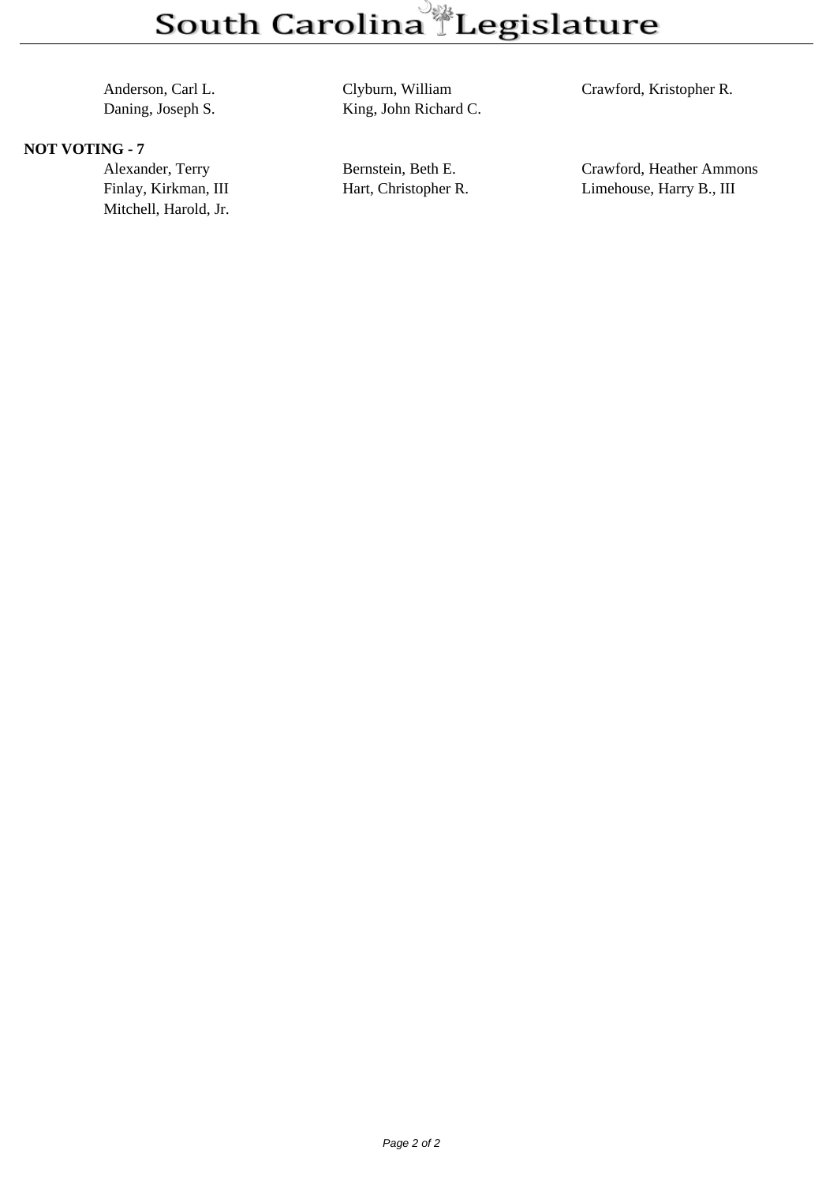| | | |
|---|---|---|
| Anderson, Carl L. | Clyburn, William | Crawford, Kristopher R. |
| Daning, Joseph S. | King, John Richard C. | |

**NOT VOTING - 7**

| | | |
|---|---|---|
| Alexander, Terry | Bernstein, Beth E. | Crawford, Heather Ammons |
| Finlay, Kirkman, III | Hart, Christopher R. | Limehouse, Harry B., III |
| Mitchell, Harold, Jr. | | |